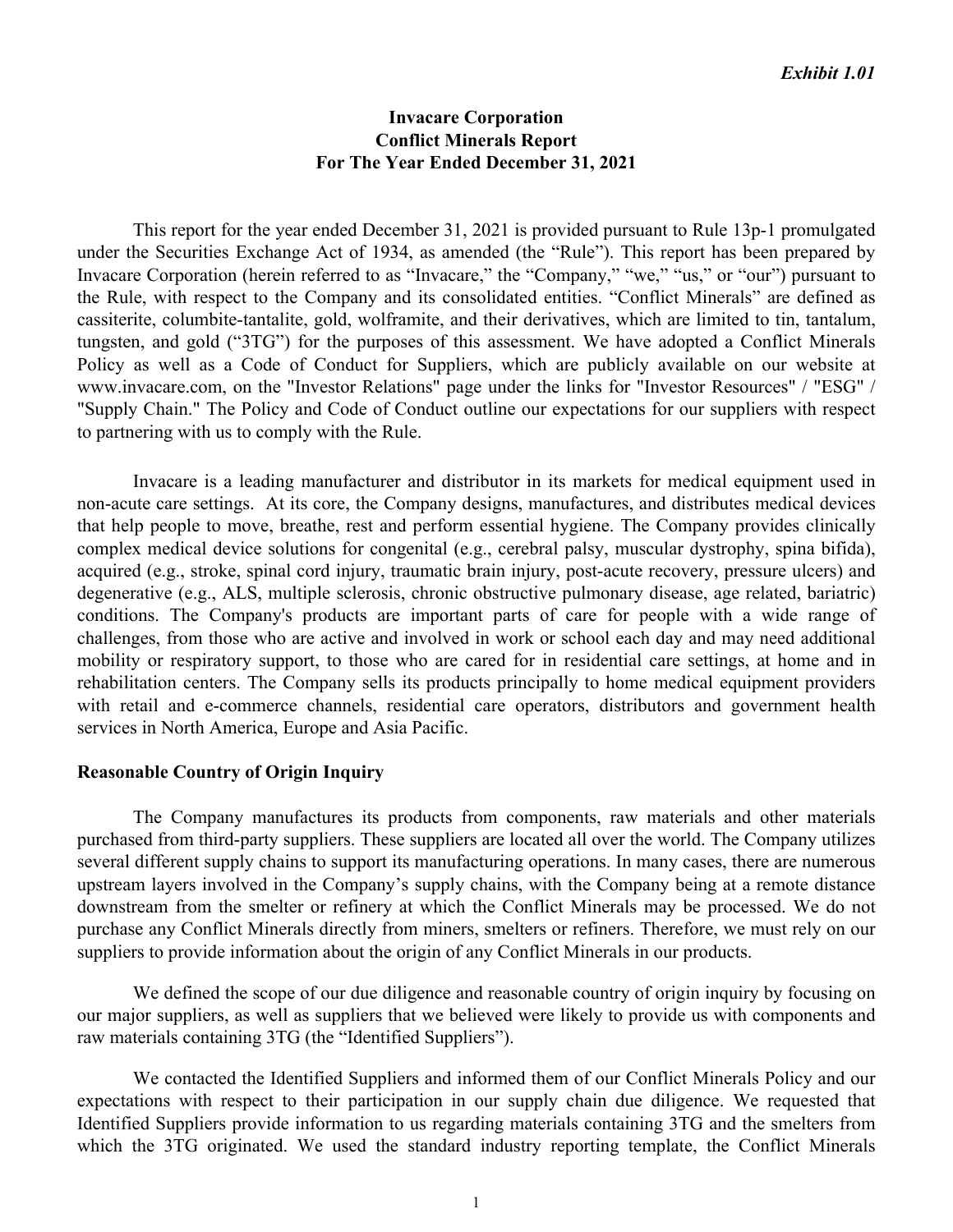*Exhibit 1.01*

**Invacare Corporation**
**Conflict Minerals Report**
**For The Year Ended December 31, 2021**

This report for the year ended December 31, 2021 is provided pursuant to Rule 13p-1 promulgated under the Securities Exchange Act of 1934, as amended (the "Rule"). This report has been prepared by Invacare Corporation (herein referred to as "Invacare," the "Company," "we," "us," or "our") pursuant to the Rule, with respect to the Company and its consolidated entities. "Conflict Minerals" are defined as cassiterite, columbite-tantalite, gold, wolframite, and their derivatives, which are limited to tin, tantalum, tungsten, and gold ("3TG") for the purposes of this assessment. We have adopted a Conflict Minerals Policy as well as a Code of Conduct for Suppliers, which are publicly available on our website at www.invacare.com, on the "Investor Relations" page under the links for "Investor Resources" / "ESG" / "Supply Chain." The Policy and Code of Conduct outline our expectations for our suppliers with respect to partnering with us to comply with the Rule.

Invacare is a leading manufacturer and distributor in its markets for medical equipment used in non-acute care settings. At its core, the Company designs, manufactures, and distributes medical devices that help people to move, breathe, rest and perform essential hygiene. The Company provides clinically complex medical device solutions for congenital (e.g., cerebral palsy, muscular dystrophy, spina bifida), acquired (e.g., stroke, spinal cord injury, traumatic brain injury, post-acute recovery, pressure ulcers) and degenerative (e.g., ALS, multiple sclerosis, chronic obstructive pulmonary disease, age related, bariatric) conditions. The Company's products are important parts of care for people with a wide range of challenges, from those who are active and involved in work or school each day and may need additional mobility or respiratory support, to those who are cared for in residential care settings, at home and in rehabilitation centers. The Company sells its products principally to home medical equipment providers with retail and e-commerce channels, residential care operators, distributors and government health services in North America, Europe and Asia Pacific.

**Reasonable Country of Origin Inquiry**

The Company manufactures its products from components, raw materials and other materials purchased from third-party suppliers. These suppliers are located all over the world. The Company utilizes several different supply chains to support its manufacturing operations. In many cases, there are numerous upstream layers involved in the Company's supply chains, with the Company being at a remote distance downstream from the smelter or refinery at which the Conflict Minerals may be processed. We do not purchase any Conflict Minerals directly from miners, smelters or refiners. Therefore, we must rely on our suppliers to provide information about the origin of any Conflict Minerals in our products.

We defined the scope of our due diligence and reasonable country of origin inquiry by focusing on our major suppliers, as well as suppliers that we believed were likely to provide us with components and raw materials containing 3TG (the "Identified Suppliers").

We contacted the Identified Suppliers and informed them of our Conflict Minerals Policy and our expectations with respect to their participation in our supply chain due diligence. We requested that Identified Suppliers provide information to us regarding materials containing 3TG and the smelters from which the 3TG originated. We used the standard industry reporting template, the Conflict Minerals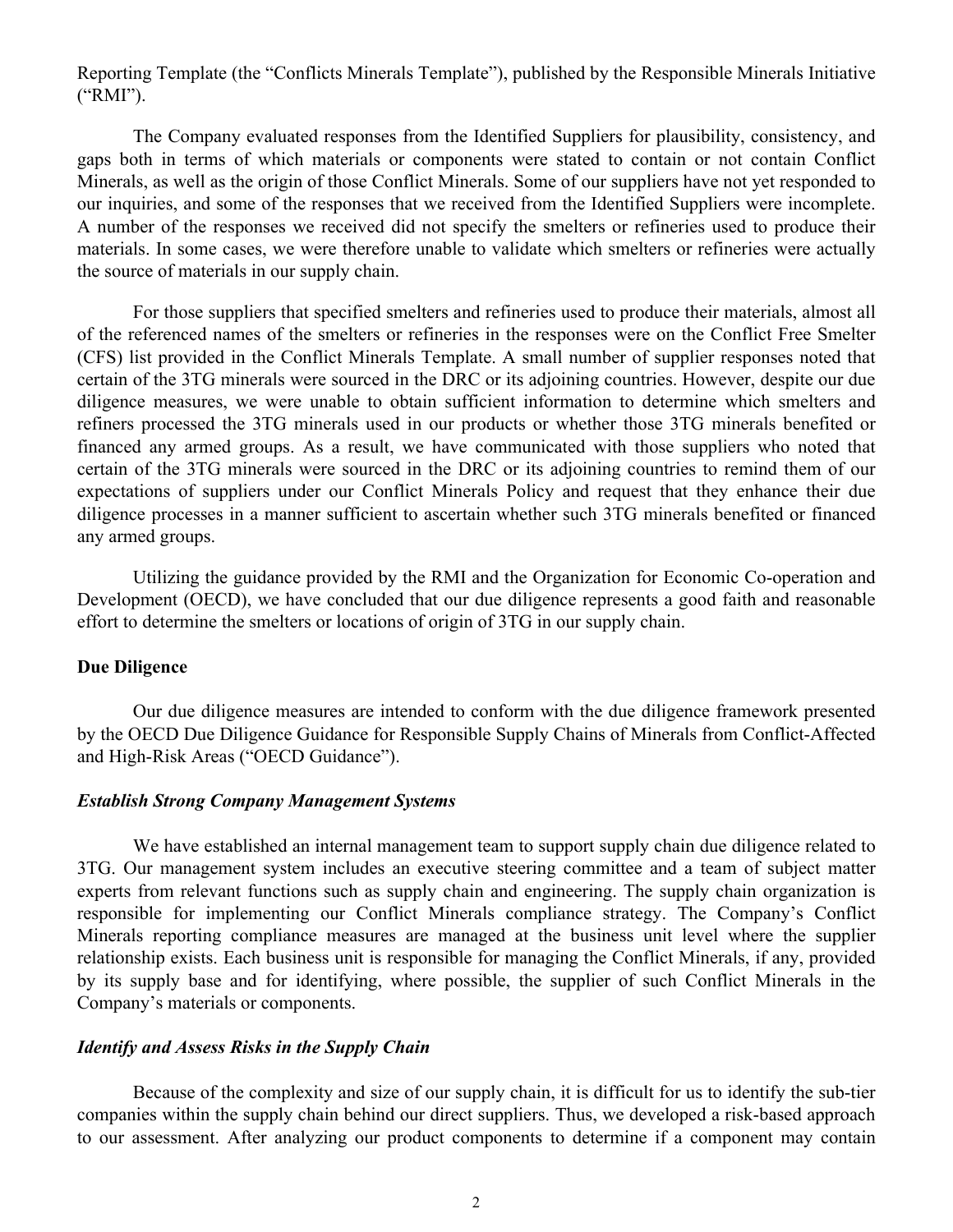Reporting Template (the "Conflicts Minerals Template"), published by the Responsible Minerals Initiative ("RMI").

The Company evaluated responses from the Identified Suppliers for plausibility, consistency, and gaps both in terms of which materials or components were stated to contain or not contain Conflict Minerals, as well as the origin of those Conflict Minerals. Some of our suppliers have not yet responded to our inquiries, and some of the responses that we received from the Identified Suppliers were incomplete. A number of the responses we received did not specify the smelters or refineries used to produce their materials. In some cases, we were therefore unable to validate which smelters or refineries were actually the source of materials in our supply chain.

For those suppliers that specified smelters and refineries used to produce their materials, almost all of the referenced names of the smelters or refineries in the responses were on the Conflict Free Smelter (CFS) list provided in the Conflict Minerals Template. A small number of supplier responses noted that certain of the 3TG minerals were sourced in the DRC or its adjoining countries. However, despite our due diligence measures, we were unable to obtain sufficient information to determine which smelters and refiners processed the 3TG minerals used in our products or whether those 3TG minerals benefited or financed any armed groups. As a result, we have communicated with those suppliers who noted that certain of the 3TG minerals were sourced in the DRC or its adjoining countries to remind them of our expectations of suppliers under our Conflict Minerals Policy and request that they enhance their due diligence processes in a manner sufficient to ascertain whether such 3TG minerals benefited or financed any armed groups.

Utilizing the guidance provided by the RMI and the Organization for Economic Co-operation and Development (OECD), we have concluded that our due diligence represents a good faith and reasonable effort to determine the smelters or locations of origin of 3TG in our supply chain.

**Due Diligence**

Our due diligence measures are intended to conform with the due diligence framework presented by the OECD Due Diligence Guidance for Responsible Supply Chains of Minerals from Conflict-Affected and High-Risk Areas ("OECD Guidance").

***Establish Strong Company Management Systems***

We have established an internal management team to support supply chain due diligence related to 3TG. Our management system includes an executive steering committee and a team of subject matter experts from relevant functions such as supply chain and engineering. The supply chain organization is responsible for implementing our Conflict Minerals compliance strategy. The Company's Conflict Minerals reporting compliance measures are managed at the business unit level where the supplier relationship exists. Each business unit is responsible for managing the Conflict Minerals, if any, provided by its supply base and for identifying, where possible, the supplier of such Conflict Minerals in the Company's materials or components.

***Identify and Assess Risks in the Supply Chain***

Because of the complexity and size of our supply chain, it is difficult for us to identify the sub-tier companies within the supply chain behind our direct suppliers. Thus, we developed a risk-based approach to our assessment. After analyzing our product components to determine if a component may contain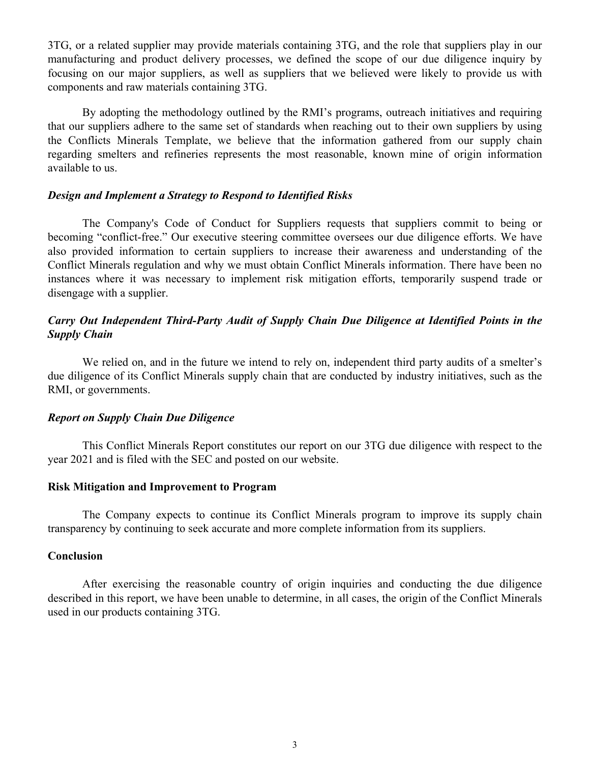3TG, or a related supplier may provide materials containing 3TG, and the role that suppliers play in our manufacturing and product delivery processes, we defined the scope of our due diligence inquiry by focusing on our major suppliers, as well as suppliers that we believed were likely to provide us with components and raw materials containing 3TG.

By adopting the methodology outlined by the RMI's programs, outreach initiatives and requiring that our suppliers adhere to the same set of standards when reaching out to their own suppliers by using the Conflicts Minerals Template, we believe that the information gathered from our supply chain regarding smelters and refineries represents the most reasonable, known mine of origin information available to us.

***Design and Implement a Strategy to Respond to Identified Risks***

The Company's Code of Conduct for Suppliers requests that suppliers commit to being or becoming "conflict-free." Our executive steering committee oversees our due diligence efforts. We have also provided information to certain suppliers to increase their awareness and understanding of the Conflict Minerals regulation and why we must obtain Conflict Minerals information. There have been no instances where it was necessary to implement risk mitigation efforts, temporarily suspend trade or disengage with a supplier.

***Carry Out Independent Third-Party Audit of Supply Chain Due Diligence at Identified Points in the Supply Chain***

We relied on, and in the future we intend to rely on, independent third party audits of a smelter's due diligence of its Conflict Minerals supply chain that are conducted by industry initiatives, such as the RMI, or governments.

***Report on Supply Chain Due Diligence***

This Conflict Minerals Report constitutes our report on our 3TG due diligence with respect to the year 2021 and is filed with the SEC and posted on our website.

**Risk Mitigation and Improvement to Program**

The Company expects to continue its Conflict Minerals program to improve its supply chain transparency by continuing to seek accurate and more complete information from its suppliers.

**Conclusion**

After exercising the reasonable country of origin inquiries and conducting the due diligence described in this report, we have been unable to determine, in all cases, the origin of the Conflict Minerals used in our products containing 3TG.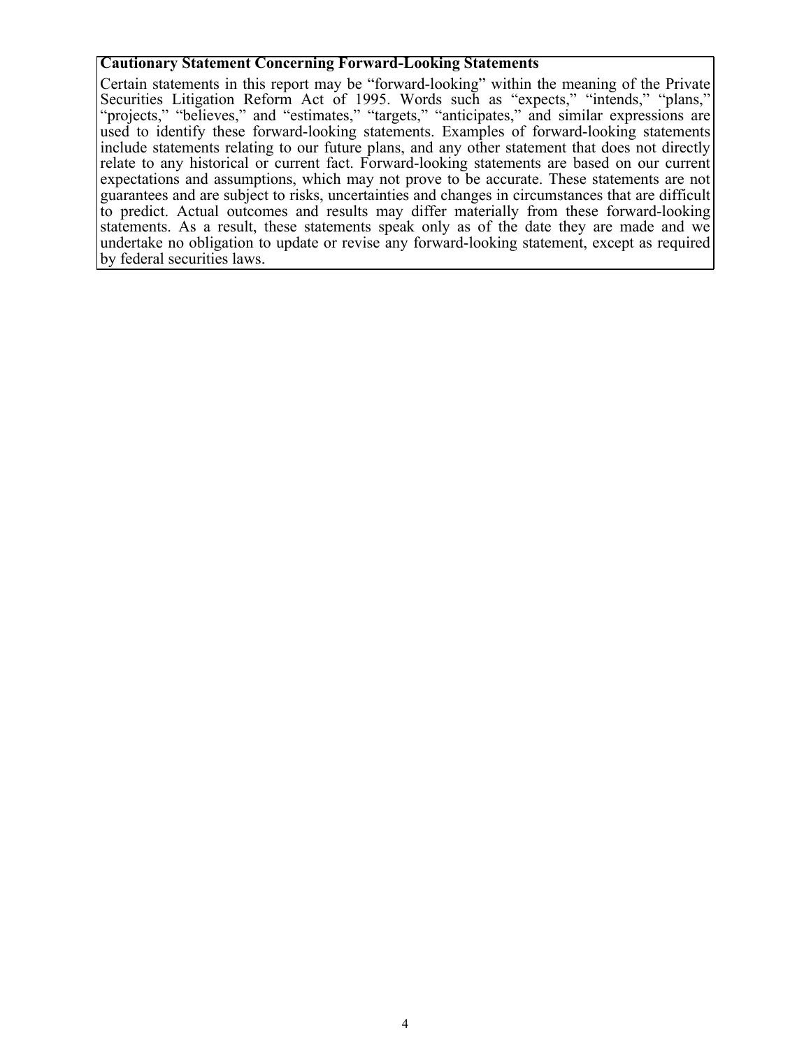**Cautionary Statement Concerning Forward-Looking Statements**

Certain statements in this report may be "forward-looking" within the meaning of the Private Securities Litigation Reform Act of 1995. Words such as "expects," "intends," "plans," "projects," "believes," and "estimates," "targets," "anticipates," and similar expressions are used to identify these forward-looking statements. Examples of forward-looking statements include statements relating to our future plans, and any other statement that does not directly relate to any historical or current fact. Forward-looking statements are based on our current expectations and assumptions, which may not prove to be accurate. These statements are not guarantees and are subject to risks, uncertainties and changes in circumstances that are difficult to predict. Actual outcomes and results may differ materially from these forward-looking statements. As a result, these statements speak only as of the date they are made and we undertake no obligation to update or revise any forward-looking statement, except as required by federal securities laws.